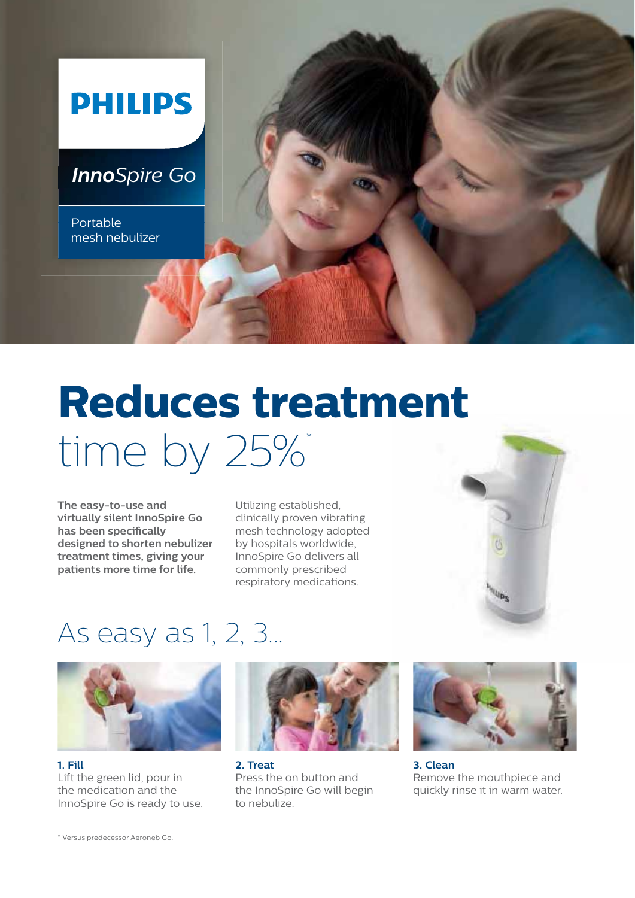PHILIPS

*InnoSpire Go*

Portable mesh nebulizer

# **Reduces treatment** time by 25%*

**The easy-to-use and virtually silent InnoSpire Go has been specifically designed to shorten nebulizer treatment times, giving your patients more time for life.**

Utilizing established, clinically proven vibrating mesh technology adopted by hospitals worldwide, InnoSpire Go delivers all commonly prescribed respiratory medications.

## As easy as 1, 2, 3...

**1. Fill**
Lift the green lid, pour in the medication and the InnoSpire Go is ready to use.

**2. Treat**
Press the on button and the InnoSpire Go will begin to nebulize.

**3. Clean**
Remove the mouthpiece and quickly rinse it in warm water.

* Versus predecessor Aeroneb Go.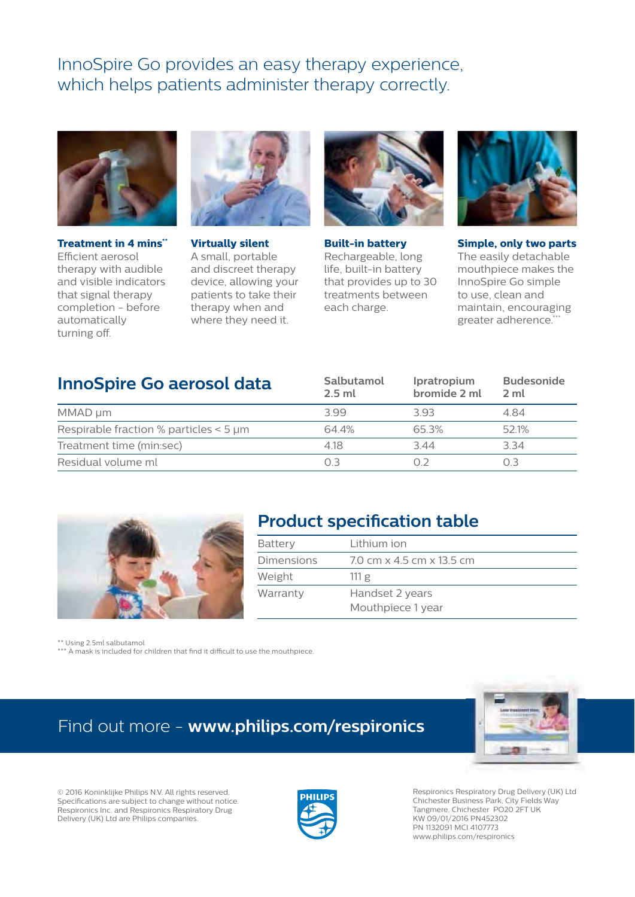# InnoSpire Go provides an easy therapy experience, which helps patients administer therapy correctly.

**Treatment in 4 mins**[**]
Efficient aerosol therapy with audible and visible indicators that signal therapy completion - before automatically turning off.

**Virtually silent**
A small, portable and discreet therapy device, allowing your patients to take their therapy when and where they need it.

**Built-in battery**
Rechargeable, long life, built-in battery that provides up to 30 treatments between each charge.

**Simple, only two parts**
The easily detachable mouthpiece makes the InnoSpire Go simple to use, clean and maintain, encouraging greater adherence.[***]

## InnoSpire Go aerosol data

| | Salbutamol 2.5 ml | Ipratropium bromide 2 ml | Budesonide 2 ml |
|---|---|---|---|
| MMAD µm | 3.99 | 3.93 | 4.84 |
| Respirable fraction % particles < 5 µm | 64.4% | 65.3% | 52.1% |
| Treatment time (min:sec) | 4.18 | 3.44 | 3.34 |
| Residual volume ml | 0.3 | 0.2 | 0.3 |

## Product specification table

| | |
|---|---|
| Battery | Lithium ion |
| Dimensions | 7.0 cm x 4.5 cm x 13.5 cm |
| Weight | 111 g |
| Warranty | Handset 2 years<br>Mouthpiece 1 year |

[**] Using 2.5ml salbutamol
[***] A mask is included for children that find it difficult to use the mouthpiece.

Find out more - **www.philips.com/respironics**

© 2016 Koninklijke Philips N.V. All rights reserved.
Specifications are subject to change without notice.
Respironics Inc. and Respironics Respiratory Drug Delivery (UK) Ltd are Philips companies.

PHILIPS

Respironics Respiratory Drug Delivery (UK) Ltd
Chichester Business Park, City Fields Way
Tangmere, Chichester PO20 2FT UK
KW 09/01/2016 PN452302
PN 1132091 MCI 4107773
www.philips.com/respironics